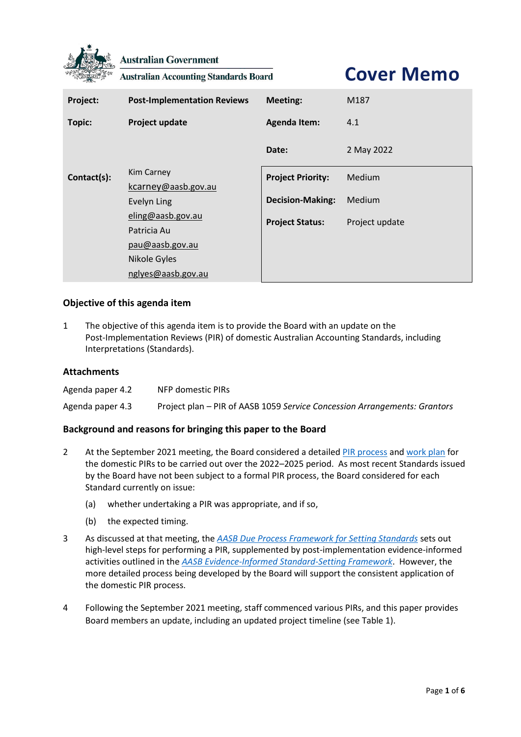Australian Government

Australian Accounting Standards Board

# Cover Memo

| | | | |
|---|---|---|---|
| **Project:** | **Post-Implementation Reviews** | **Meeting:** | M187 |
| **Topic:** | **Project update** | **Agenda Item:** | 4.1 |
| | | **Date:** | 2 May 2022 |
| **Contact(s):** | Kim Carney<br>kcarney@aasb.gov.au<br>Evelyn Ling<br>eling@aasb.gov.au<br>Patricia Au<br>pau@aasb.gov.au<br>Nikole Gyles<br>nglyes@aasb.gov.au | **Project Priority:**<br>**Decision-Making:**<br>**Project Status:** | Medium<br>Medium<br>Project update |

## Objective of this agenda item

1. The objective of this agenda item is to provide the Board with an update on the Post-Implementation Reviews (PIR) of domestic Australian Accounting Standards, including Interpretations (Standards).

## Attachments

| | |
|---|---|
| Agenda paper 4.2 | NFP domestic PIRs |
| Agenda paper 4.3 | Project plan – PIR of AASB 1059 *Service Concession Arrangements: Grantors* |

## Background and reasons for bringing this paper to the Board

2. At the September 2021 meeting, the Board considered a detailed PIR process and work plan for the domestic PIRs to be carried out over the 2022–2025 period. As most recent Standards issued by the Board have not been subject to a formal PIR process, the Board considered for each Standard currently on issue:

    (a) whether undertaking a PIR was appropriate, and if so,

    (b) the expected timing.

3. As discussed at that meeting, the *AASB Due Process Framework for Setting Standards* sets out high-level steps for performing a PIR, supplemented by post-implementation evidence-informed activities outlined in the *AASB Evidence-Informed Standard-Setting Framework*. However, the more detailed process being developed by the Board will support the consistent application of the domestic PIR process.

4. Following the September 2021 meeting, staff commenced various PIRs, and this paper provides Board members an update, including an updated project timeline (see Table 1).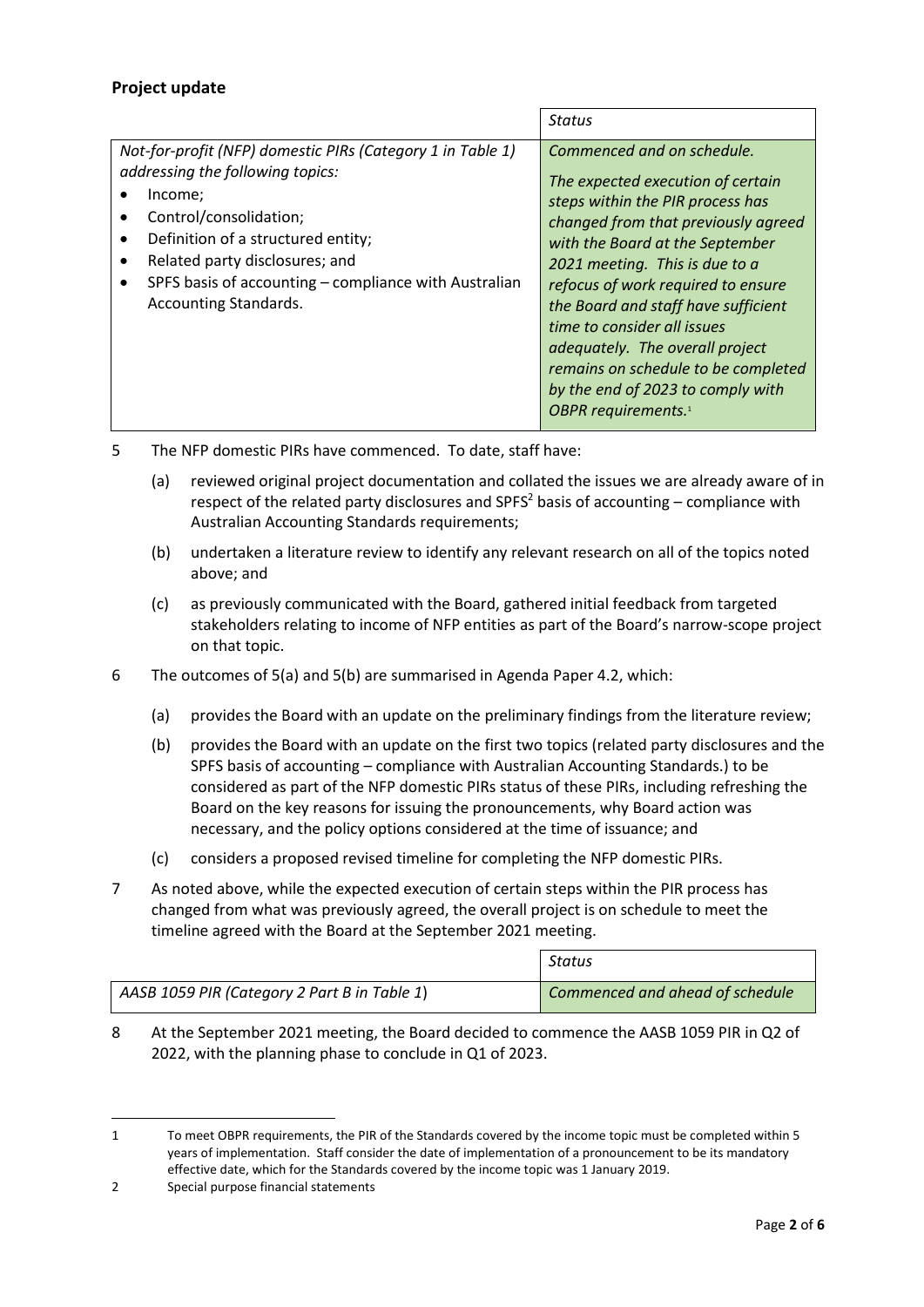## Project update

| | *Status* |
|---|---|
| *Not-for-profit (NFP) domestic PIRs (Category 1 in Table 1) addressing the following topics:*<br>• Income;<br>• Control/consolidation;<br>• Definition of a structured entity;<br>• Related party disclosures; and<br>• SPFS basis of accounting – compliance with Australian Accounting Standards. | *Commenced and on schedule.*<br><br>*The expected execution of certain steps within the PIR process has changed from that previously agreed with the Board at the September 2021 meeting. This is due to a refocus of work required to ensure the Board and staff have sufficient time to consider all issues adequately. The overall project remains on schedule to be completed by the end of 2023 to comply with OBPR requirements.*[1] |

5 The NFP domestic PIRs have commenced. To date, staff have:

(a) reviewed original project documentation and collated the issues we are already aware of in respect of the related party disclosures and SPFS[2] basis of accounting – compliance with Australian Accounting Standards requirements;

(b) undertaken a literature review to identify any relevant research on all of the topics noted above; and

(c) as previously communicated with the Board, gathered initial feedback from targeted stakeholders relating to income of NFP entities as part of the Board's narrow-scope project on that topic.

6 The outcomes of 5(a) and 5(b) are summarised in Agenda Paper 4.2, which:

(a) provides the Board with an update on the preliminary findings from the literature review;

(b) provides the Board with an update on the first two topics (related party disclosures and the SPFS basis of accounting – compliance with Australian Accounting Standards.) to be considered as part of the NFP domestic PIRs status of these PIRs, including refreshing the Board on the key reasons for issuing the pronouncements, why Board action was necessary, and the policy options considered at the time of issuance; and

(c) considers a proposed revised timeline for completing the NFP domestic PIRs.

7 As noted above, while the expected execution of certain steps within the PIR process has changed from what was previously agreed, the overall project is on schedule to meet the timeline agreed with the Board at the September 2021 meeting.

| | *Status* |
|---|---|
| *AASB 1059 PIR (Category 2 Part B in Table 1)* | *Commenced and ahead of schedule* |

8 At the September 2021 meeting, the Board decided to commence the AASB 1059 PIR in Q2 of 2022, with the planning phase to conclude in Q1 of 2023.

---

1 To meet OBPR requirements, the PIR of the Standards covered by the income topic must be completed within 5 years of implementation. Staff consider the date of implementation of a pronouncement to be its mandatory effective date, which for the Standards covered by the income topic was 1 January 2019.

2 Special purpose financial statements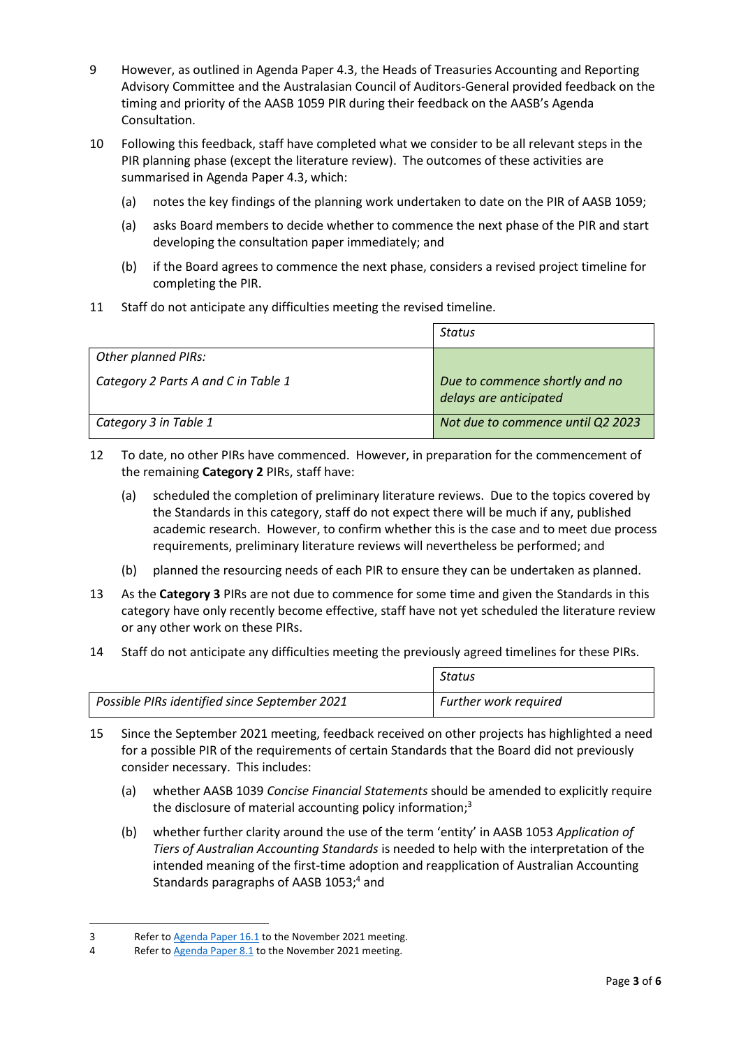9 However, as outlined in Agenda Paper 4.3, the Heads of Treasuries Accounting and Reporting Advisory Committee and the Australasian Council of Auditors-General provided feedback on the timing and priority of the AASB 1059 PIR during their feedback on the AASB's Agenda Consultation.

10 Following this feedback, staff have completed what we consider to be all relevant steps in the PIR planning phase (except the literature review). The outcomes of these activities are summarised in Agenda Paper 4.3, which:

(a) notes the key findings of the planning work undertaken to date on the PIR of AASB 1059;

(a) asks Board members to decide whether to commence the next phase of the PIR and start developing the consultation paper immediately; and

(b) if the Board agrees to commence the next phase, considers a revised project timeline for completing the PIR.

11 Staff do not anticipate any difficulties meeting the revised timeline.

| | *Status* |
|---|---|
| *Other planned PIRs:*<br><br>*Category 2 Parts A and C in Table 1* | *Due to commence shortly and no delays are anticipated* |
| *Category 3 in Table 1* | *Not due to commence until Q2 2023* |

12 To date, no other PIRs have commenced. However, in preparation for the commencement of the remaining **Category 2** PIRs, staff have:

(a) scheduled the completion of preliminary literature reviews. Due to the topics covered by the Standards in this category, staff do not expect there will be much if any, published academic research. However, to confirm whether this is the case and to meet due process requirements, preliminary literature reviews will nevertheless be performed; and

(b) planned the resourcing needs of each PIR to ensure they can be undertaken as planned.

13 As the **Category 3** PIRs are not due to commence for some time and given the Standards in this category have only recently become effective, staff have not yet scheduled the literature review or any other work on these PIRs.

14 Staff do not anticipate any difficulties meeting the previously agreed timelines for these PIRs.

| | *Status* |
|---|---|
| *Possible PIRs identified since September 2021* | *Further work required* |

15 Since the September 2021 meeting, feedback received on other projects has highlighted a need for a possible PIR of the requirements of certain Standards that the Board did not previously consider necessary. This includes:

(a) whether AASB 1039 *Concise Financial Statements* should be amended to explicitly require the disclosure of material accounting policy information;[3]

(b) whether further clarity around the use of the term 'entity' in AASB 1053 *Application of Tiers of Australian Accounting Standards* is needed to help with the interpretation of the intended meaning of the first-time adoption and reapplication of Australian Accounting Standards paragraphs of AASB 1053;[4] and

---

3 Refer to Agenda Paper 16.1 to the November 2021 meeting.

4 Refer to Agenda Paper 8.1 to the November 2021 meeting.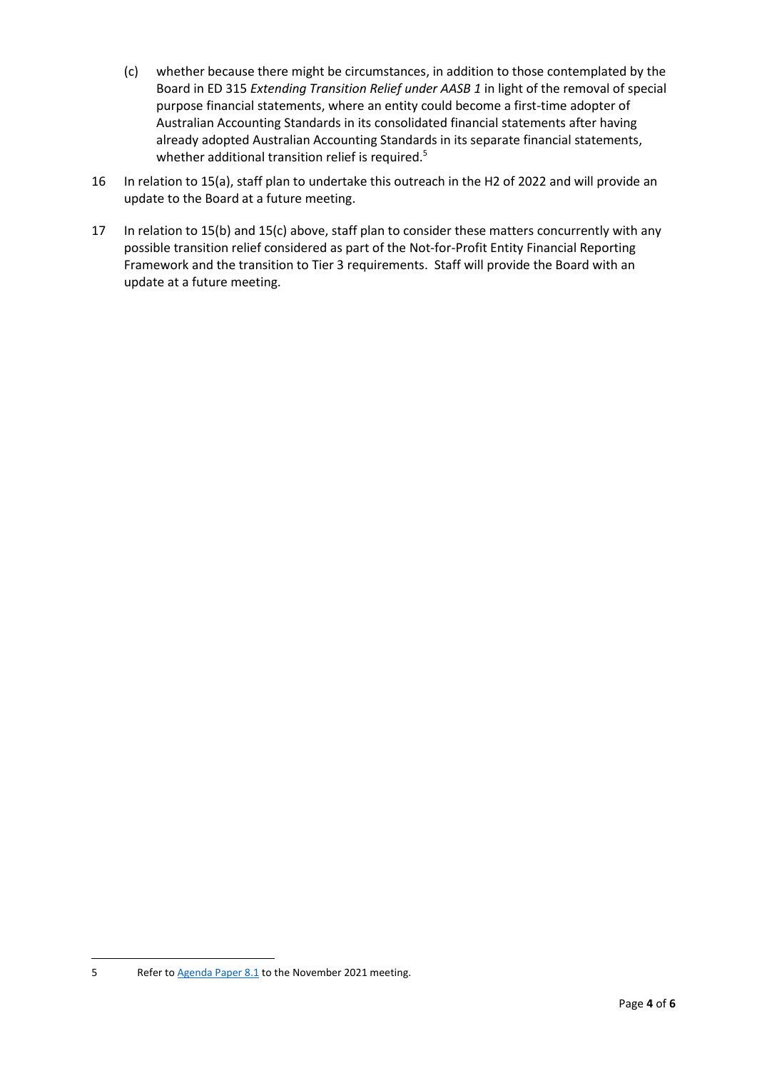(c) whether because there might be circumstances, in addition to those contemplated by the Board in ED 315 *Extending Transition Relief under AASB 1* in light of the removal of special purpose financial statements, where an entity could become a first-time adopter of Australian Accounting Standards in its consolidated financial statements after having already adopted Australian Accounting Standards in its separate financial statements, whether additional transition relief is required.[5]

16 In relation to 15(a), staff plan to undertake this outreach in the H2 of 2022 and will provide an update to the Board at a future meeting.

17 In relation to 15(b) and 15(c) above, staff plan to consider these matters concurrently with any possible transition relief considered as part of the Not-for-Profit Entity Financial Reporting Framework and the transition to Tier 3 requirements. Staff will provide the Board with an update at a future meeting.

---

5 Refer to Agenda Paper 8.1 to the November 2021 meeting.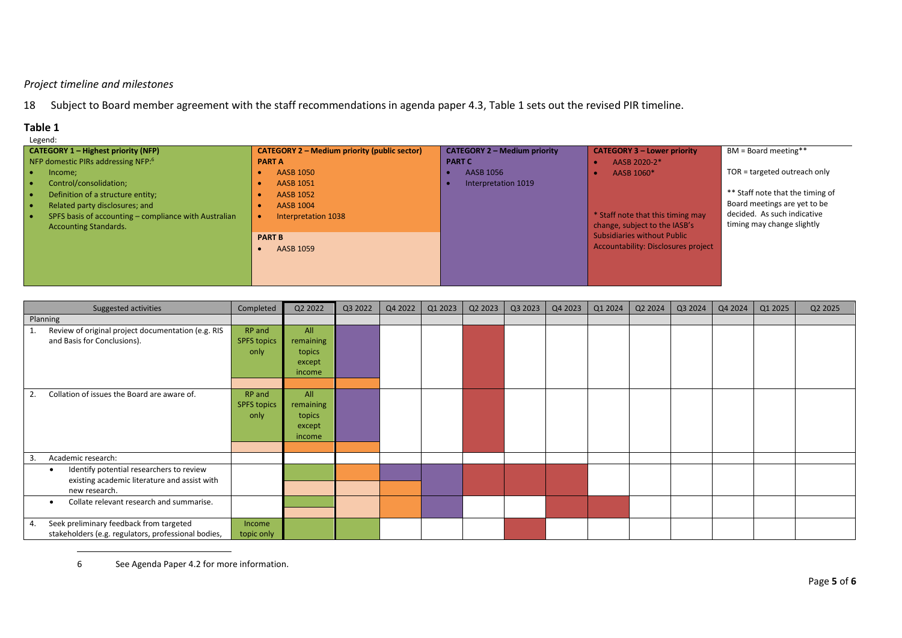*Project timeline and milestones*

18 Subject to Board member agreement with the staff recommendations in agenda paper 4.3, Table 1 sets out the revised PIR timeline.

**Table 1**

Legend:

| CATEGORY 1 – Highest priority (NFP) | CATEGORY 2 – Medium priority (public sector) | CATEGORY 2 – Medium priority | CATEGORY 3 – Lower priority | |
|---|---|---|---|---|
| NFP domestic PIRs addressing NFP:[6]<br>• Income;<br>• Control/consolidation;<br>• Definition of a structure entity;<br>• Related party disclosures; and<br>• SPFS basis of accounting – compliance with Australian Accounting Standards. | **PART A**<br>• AASB 1050<br>• AASB 1051<br>• AASB 1052<br>• AASB 1004<br>• Interpretation 1038<br><br>**PART B**<br>• AASB 1059 | **PART C**<br>• AASB 1056<br>• Interpretation 1019 | • AASB 2020-2*<br>• AASB 1060*<br><br>* Staff note that this timing may change, subject to the IASB's Subsidiaries without Public Accountability: Disclosures project | BM = Board meeting**<br><br>TOR = targeted outreach only<br><br>** Staff note that the timing of Board meetings are yet to be decided. As such indicative timing may change slightly |

| Suggested activities | Completed | Q2 2022 | Q3 2022 | Q4 2022 | Q1 2023 | Q2 2023 | Q3 2023 | Q4 2023 | Q1 2024 | Q2 2024 | Q3 2024 | Q4 2024 | Q1 2025 | Q2 2025 |
|---|---|---|---|---|---|---|---|---|---|---|---|---|---|---|
| Planning | | | | | | | | | | | | | | |
| 1. Review of original project documentation (e.g. RIS and Basis for Conclusions). | RP and SPFS topics only | All remaining topics except income | | | | | | | | | | | | |
| 2. Collation of issues the Board are aware of. | RP and SPFS topics only | All remaining topics except income | | | | | | | | | | | | |
| 3. Academic research: | | | | | | | | | | | | | | |
| • Identify potential researchers to review existing academic literature and assist with new research. | | | | | | | | | | | | | | |
| • Collate relevant research and summarise. | | | | | | | | | | | | | | |
| 4. Seek preliminary feedback from targeted stakeholders (e.g. regulators, professional bodies, | Income topic only | | | | | | | | | | | | | |

6 See Agenda Paper 4.2 for more information.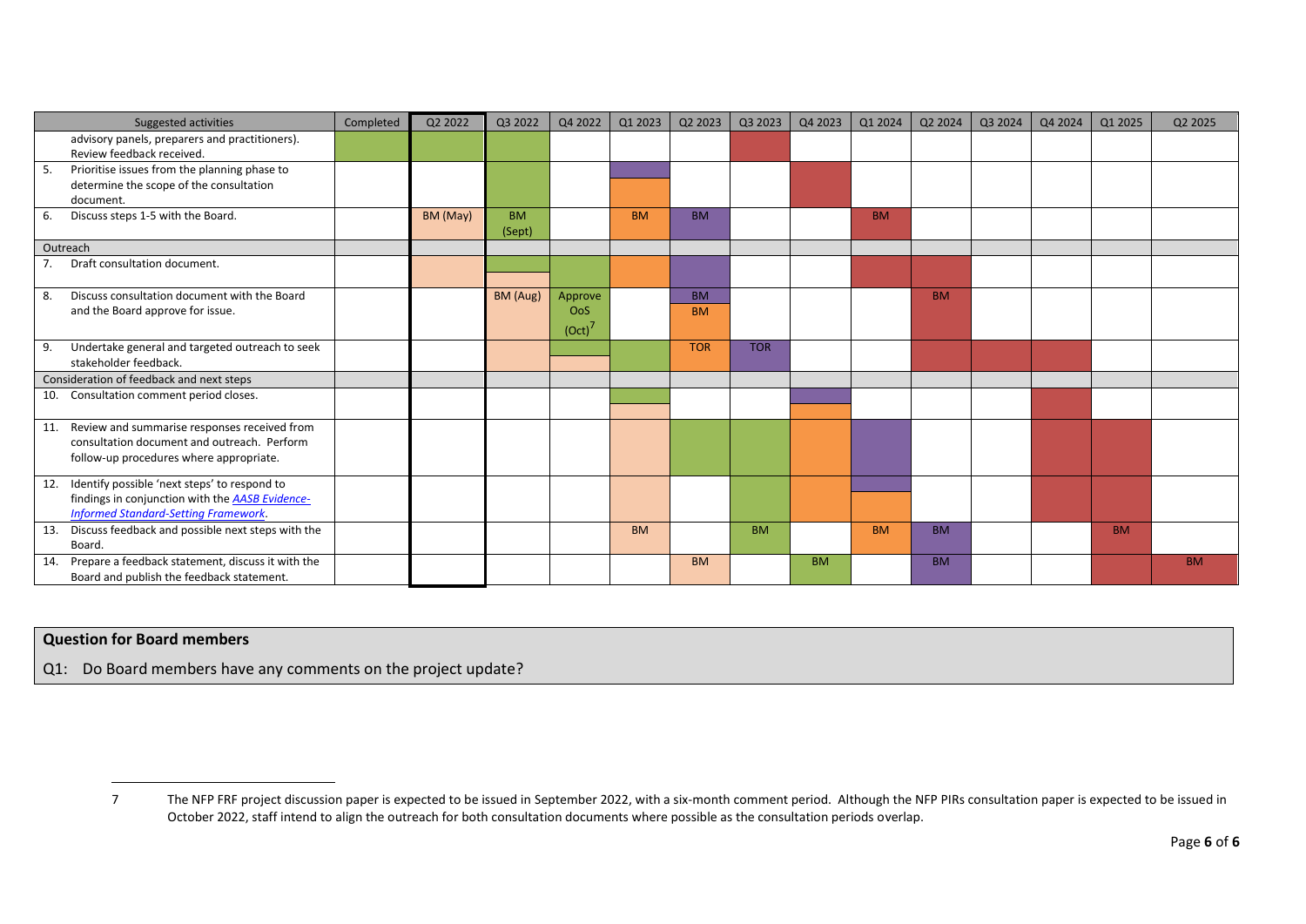| Suggested activities | Completed | Q2 2022 | Q3 2022 | Q4 2022 | Q1 2023 | Q2 2023 | Q3 2023 | Q4 2023 | Q1 2024 | Q2 2024 | Q3 2024 | Q4 2024 | Q1 2025 | Q2 2025 |
|---|---|---|---|---|---|---|---|---|---|---|---|---|---|---|
| advisory panels, preparers and practitioners). Review feedback received. | | | | | | | | | | | | | | |
| 5. Prioritise issues from the planning phase to determine the scope of the consultation document. | | | | | | | | | | | | | | |
| 6. Discuss steps 1-5 with the Board. | | BM (May) | BM (Sept) | | BM | BM | | | BM | | | | | |
| Outreach | | | | | | | | | | | | | | |
| 7. Draft consultation document. | | | | | | | | | | | | | | |
| 8. Discuss consultation document with the Board and the Board approve for issue. | | | BM (Aug) | Approve OoS (Oct)[7] | | BM BM | | | | BM | | | | |
| 9. Undertake general and targeted outreach to seek stakeholder feedback. | | | | | | TOR | TOR | | | | | | | |
| Consideration of feedback and next steps | | | | | | | | | | | | | | |
| 10. Consultation comment period closes. | | | | | | | | | | | | | | |
| 11. Review and summarise responses received from consultation document and outreach. Perform follow-up procedures where appropriate. | | | | | | | | | | | | | | |
| 12. Identify possible 'next steps' to respond to findings in conjunction with the *AASB Evidence-Informed Standard-Setting Framework*. | | | | | | | | | | | | | | |
| 13. Discuss feedback and possible next steps with the Board. | | | | | BM | | BM | | BM | BM | | | BM | |
| 14. Prepare a feedback statement, discuss it with the Board and publish the feedback statement. | | | | | | BM | | BM | | BM | | | | BM |

**Question for Board members**

Q1: Do Board members have any comments on the project update?

---

7 The NFP FRF project discussion paper is expected to be issued in September 2022, with a six-month comment period. Although the NFP PIRs consultation paper is expected to be issued in October 2022, staff intend to align the outreach for both consultation documents where possible as the consultation periods overlap.